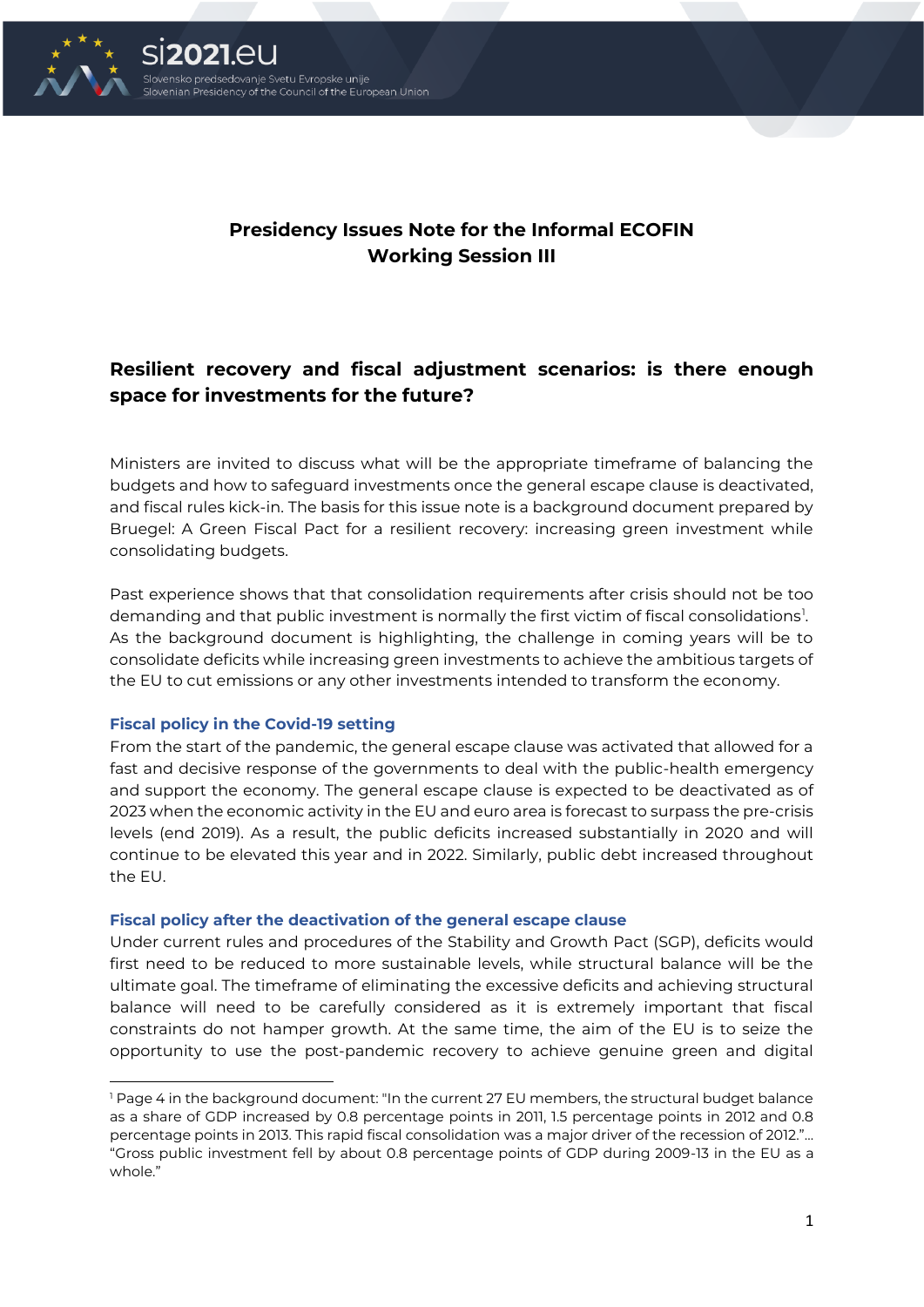# Presidency Issues Note for the Informal ECOFIN Working Session III

## Resilient recovery and fiscal adjustment scenarios: is there enough space for investments for the future?

Ministers are invited to discuss what will be the appropriate timeframe of balancing the budgets and how to safeguard investments once the general escape clause is deactivated, and fiscal rules kick-in. The basis for this issue note is a background document prepared by Bruegel: A Green Fiscal Pact for a resilient recovery: increasing green investment while consolidating budgets.

Past experience shows that that consolidation requirements after crisis should not be too demanding and that public investment is normally the first victim of fiscal consolidations[1]. As the background document is highlighting, the challenge in coming years will be to consolidate deficits while increasing green investments to achieve the ambitious targets of the EU to cut emissions or any other investments intended to transform the economy.

### Fiscal policy in the Covid-19 setting

From the start of the pandemic, the general escape clause was activated that allowed for a fast and decisive response of the governments to deal with the public-health emergency and support the economy. The general escape clause is expected to be deactivated as of 2023 when the economic activity in the EU and euro area is forecast to surpass the pre-crisis levels (end 2019). As a result, the public deficits increased substantially in 2020 and will continue to be elevated this year and in 2022. Similarly, public debt increased throughout the EU.

### Fiscal policy after the deactivation of the general escape clause

Under current rules and procedures of the Stability and Growth Pact (SGP), deficits would first need to be reduced to more sustainable levels, while structural balance will be the ultimate goal. The timeframe of eliminating the excessive deficits and achieving structural balance will need to be carefully considered as it is extremely important that fiscal constraints do not hamper growth. At the same time, the aim of the EU is to seize the opportunity to use the post-pandemic recovery to achieve genuine green and digital

[1] Page 4 in the background document: "In the current 27 EU members, the structural budget balance as a share of GDP increased by 0.8 percentage points in 2011, 1.5 percentage points in 2012 and 0.8 percentage points in 2013. This rapid fiscal consolidation was a major driver of the recession of 2012."… "Gross public investment fell by about 0.8 percentage points of GDP during 2009-13 in the EU as a whole."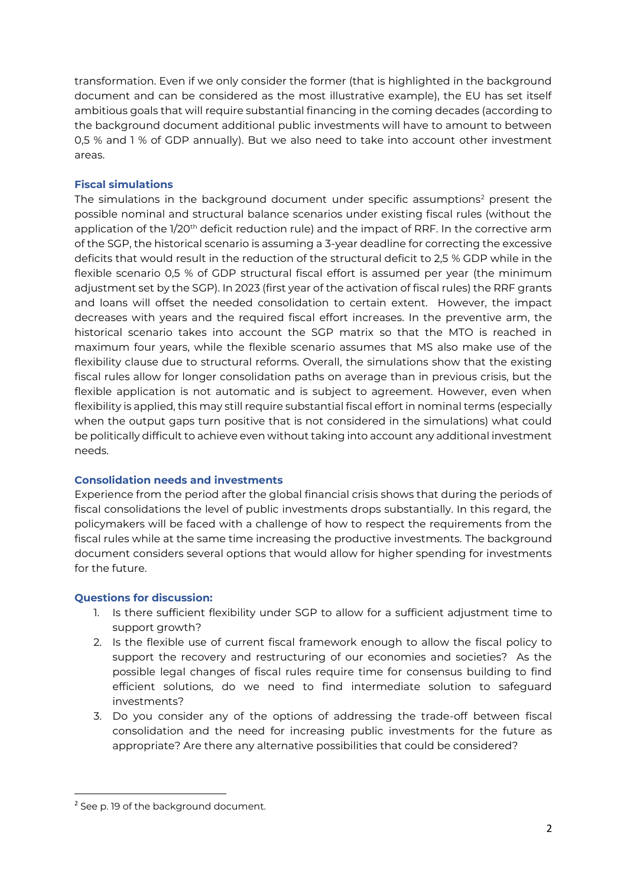transformation. Even if we only consider the former (that is highlighted in the background document and can be considered as the most illustrative example), the EU has set itself ambitious goals that will require substantial financing in the coming decades (according to the background document additional public investments will have to amount to between 0,5 % and 1 % of GDP annually). But we also need to take into account other investment areas.

### Fiscal simulations

The simulations in the background document under specific assumptions[2] present the possible nominal and structural balance scenarios under existing fiscal rules (without the application of the 1/20th deficit reduction rule) and the impact of RRF. In the corrective arm of the SGP, the historical scenario is assuming a 3-year deadline for correcting the excessive deficits that would result in the reduction of the structural deficit to 2,5 % GDP while in the flexible scenario 0,5 % of GDP structural fiscal effort is assumed per year (the minimum adjustment set by the SGP). In 2023 (first year of the activation of fiscal rules) the RRF grants and loans will offset the needed consolidation to certain extent. However, the impact decreases with years and the required fiscal effort increases. In the preventive arm, the historical scenario takes into account the SGP matrix so that the MTO is reached in maximum four years, while the flexible scenario assumes that MS also make use of the flexibility clause due to structural reforms. Overall, the simulations show that the existing fiscal rules allow for longer consolidation paths on average than in previous crisis, but the flexible application is not automatic and is subject to agreement. However, even when flexibility is applied, this may still require substantial fiscal effort in nominal terms (especially when the output gaps turn positive that is not considered in the simulations) what could be politically difficult to achieve even without taking into account any additional investment needs.

### Consolidation needs and investments

Experience from the period after the global financial crisis shows that during the periods of fiscal consolidations the level of public investments drops substantially. In this regard, the policymakers will be faced with a challenge of how to respect the requirements from the fiscal rules while at the same time increasing the productive investments. The background document considers several options that would allow for higher spending for investments for the future.

### Questions for discussion:

1. Is there sufficient flexibility under SGP to allow for a sufficient adjustment time to support growth?
2. Is the flexible use of current fiscal framework enough to allow the fiscal policy to support the recovery and restructuring of our economies and societies? As the possible legal changes of fiscal rules require time for consensus building to find efficient solutions, do we need to find intermediate solution to safeguard investments?
3. Do you consider any of the options of addressing the trade-off between fiscal consolidation and the need for increasing public investments for the future as appropriate? Are there any alternative possibilities that could be considered?

[2] See p. 19 of the background document.